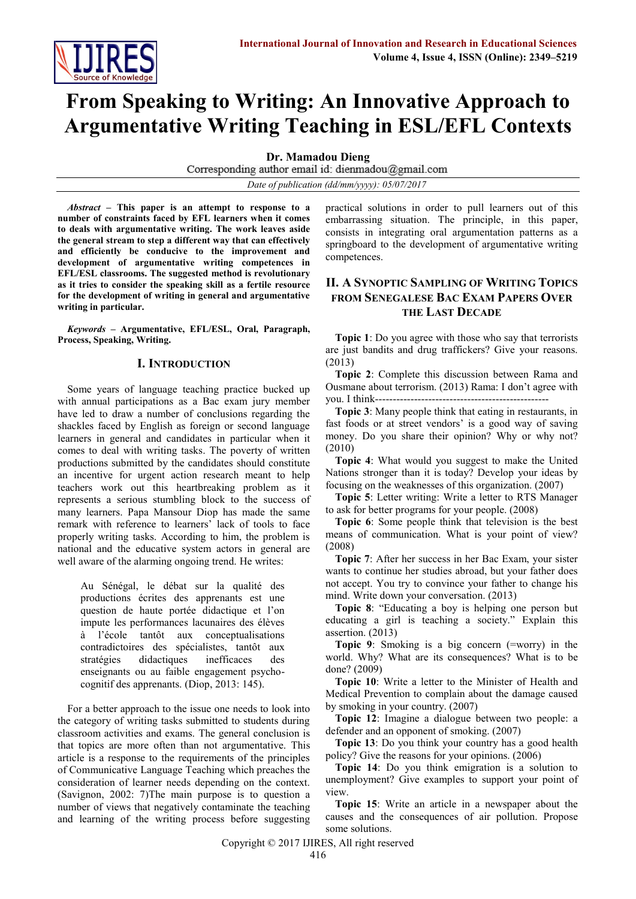# From Speaking to Writing: An Innovative Approach to Argumentative Writing Teaching in ESL/EFL Contexts

**Dr. Mamadou Dieng**

Corresponding author email id: dienmadou@gmail.com

*Date of publication (dd/mm/yyyy): 05/07/2017*

***Abstract* – This paper is an attempt to response to a number of constraints faced by EFL learners when it comes to deals with argumentative writing. The work leaves aside the general stream to step a different way that can effectively and efficiently be conducive to the improvement and development of argumentative writing competences in EFL/ESL classrooms. The suggested method is revolutionary as it tries to consider the speaking skill as a fertile resource for the development of writing in general and argumentative writing in particular.**

***Keywords* – Argumentative, EFL/ESL, Oral, Paragraph, Process, Speaking, Writing.**

## I. Introduction

Some years of language teaching practice bucked up with annual participations as a Bac exam jury member have led to draw a number of conclusions regarding the shackles faced by English as foreign or second language learners in general and candidates in particular when it comes to deal with writing tasks. The poverty of written productions submitted by the candidates should constitute an incentive for urgent action research meant to help teachers work out this heartbreaking problem as it represents a serious stumbling block to the success of many learners. Papa Mansour Diop has made the same remark with reference to learners' lack of tools to face properly writing tasks. According to him, the problem is national and the educative system actors in general are well aware of the alarming ongoing trend. He writes:

> Au Sénégal, le débat sur la qualité des productions écrites des apprenants est une question de haute portée didactique et l'on impute les performances lacunaires des élèves à l'école tantôt aux conceptualisations contradictoires des spécialistes, tantôt aux stratégies didactiques inefficaces des enseignants ou au faible engagement psycho-cognitif des apprenants. (Diop, 2013: 145).

For a better approach to the issue one needs to look into the category of writing tasks submitted to students during classroom activities and exams. The general conclusion is that topics are more often than not argumentative. This article is a response to the requirements of the principles of Communicative Language Teaching which preaches the consideration of learner needs depending on the context. (Savignon, 2002: 7)The main purpose is to question a number of views that negatively contaminate the teaching and learning of the writing process before suggesting practical solutions in order to pull learners out of this embarrassing situation. The principle, in this paper, consists in integrating oral argumentation patterns as a springboard to the development of argumentative writing competences.

## II. A Synoptic Sampling of Writing Topics from Senegalese Bac Exam Papers Over the Last Decade

**Topic 1**: Do you agree with those who say that terrorists are just bandits and drug traffickers? Give your reasons. (2013)

**Topic 2**: Complete this discussion between Rama and Ousmane about terrorism. (2013) Rama: I don't agree with you. I think-------------------------------------------------

**Topic 3**: Many people think that eating in restaurants, in fast foods or at street vendors' is a good way of saving money. Do you share their opinion? Why or why not? (2010)

**Topic 4**: What would you suggest to make the United Nations stronger than it is today? Develop your ideas by focusing on the weaknesses of this organization. (2007)

**Topic 5**: Letter writing: Write a letter to RTS Manager to ask for better programs for your people. (2008)

**Topic 6**: Some people think that television is the best means of communication. What is your point of view? (2008)

**Topic 7**: After her success in her Bac Exam, your sister wants to continue her studies abroad, but your father does not accept. You try to convince your father to change his mind. Write down your conversation. (2013)

**Topic 8**: "Educating a boy is helping one person but educating a girl is teaching a society." Explain this assertion. (2013)

**Topic 9**: Smoking is a big concern (=worry) in the world. Why? What are its consequences? What is to be done? (2009)

**Topic 10**: Write a letter to the Minister of Health and Medical Prevention to complain about the damage caused by smoking in your country. (2007)

**Topic 12**: Imagine a dialogue between two people: a defender and an opponent of smoking. (2007)

**Topic 13**: Do you think your country has a good health policy? Give the reasons for your opinions. (2006)

**Topic 14**: Do you think emigration is a solution to unemployment? Give examples to support your point of view.

**Topic 15**: Write an article in a newspaper about the causes and the consequences of air pollution. Propose some solutions.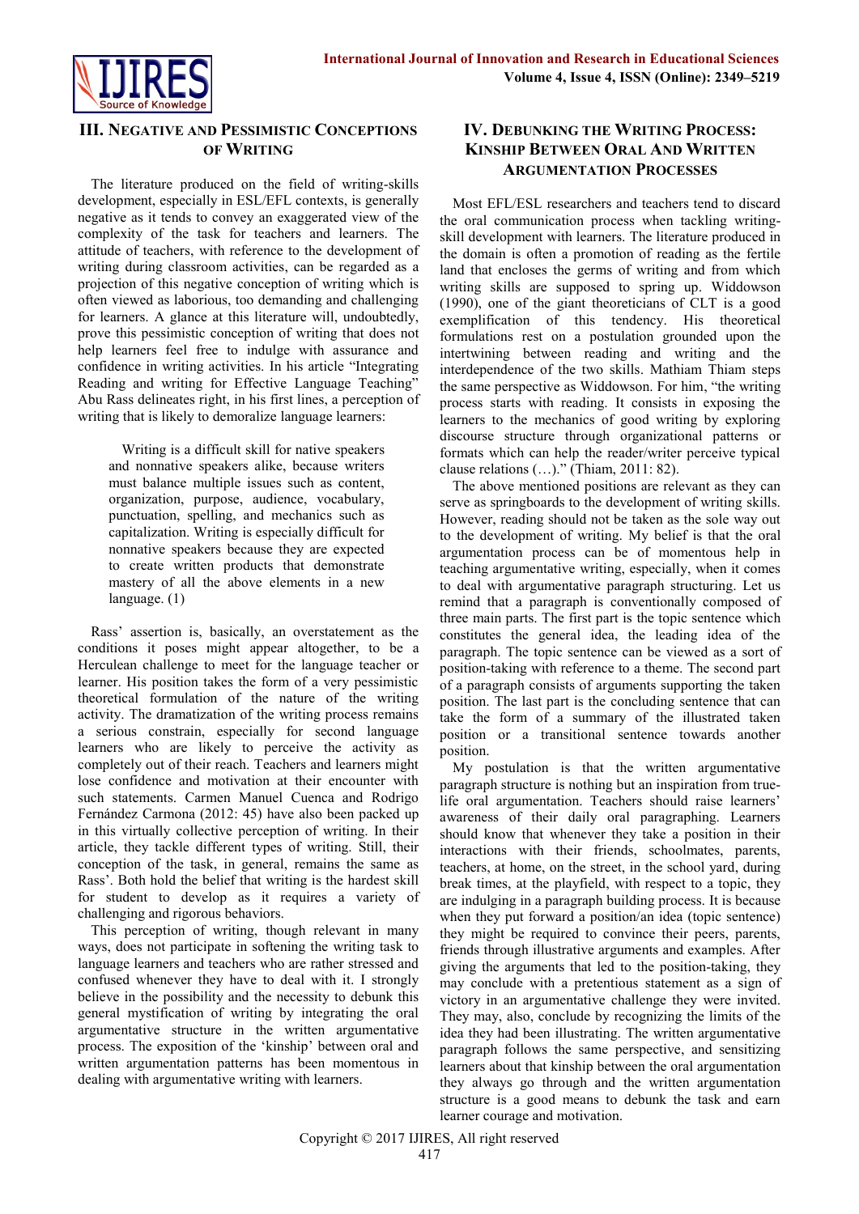## III. Negative and Pessimistic Conceptions of Writing

The literature produced on the field of writing-skills development, especially in ESL/EFL contexts, is generally negative as it tends to convey an exaggerated view of the complexity of the task for teachers and learners. The attitude of teachers, with reference to the development of writing during classroom activities, can be regarded as a projection of this negative conception of writing which is often viewed as laborious, too demanding and challenging for learners. A glance at this literature will, undoubtedly, prove this pessimistic conception of writing that does not help learners feel free to indulge with assurance and confidence in writing activities. In his article "Integrating Reading and writing for Effective Language Teaching" Abu Rass delineates right, in his first lines, a perception of writing that is likely to demoralize language learners:

> Writing is a difficult skill for native speakers and nonnative speakers alike, because writers must balance multiple issues such as content, organization, purpose, audience, vocabulary, punctuation, spelling, and mechanics such as capitalization. Writing is especially difficult for nonnative speakers because they are expected to create written products that demonstrate mastery of all the above elements in a new language. (1)

Rass' assertion is, basically, an overstatement as the conditions it poses might appear altogether, to be a Herculean challenge to meet for the language teacher or learner. His position takes the form of a very pessimistic theoretical formulation of the nature of the writing activity. The dramatization of the writing process remains a serious constrain, especially for second language learners who are likely to perceive the activity as completely out of their reach. Teachers and learners might lose confidence and motivation at their encounter with such statements. Carmen Manuel Cuenca and Rodrigo Fernández Carmona (2012: 45) have also been packed up in this virtually collective perception of writing. In their article, they tackle different types of writing. Still, their conception of the task, in general, remains the same as Rass'. Both hold the belief that writing is the hardest skill for student to develop as it requires a variety of challenging and rigorous behaviors.

This perception of writing, though relevant in many ways, does not participate in softening the writing task to language learners and teachers who are rather stressed and confused whenever they have to deal with it. I strongly believe in the possibility and the necessity to debunk this general mystification of writing by integrating the oral argumentative structure in the written argumentative process. The exposition of the 'kinship' between oral and written argumentation patterns has been momentous in dealing with argumentative writing with learners.

## IV. Debunking the Writing Process: Kinship Between Oral And Written Argumentation Processes

Most EFL/ESL researchers and teachers tend to discard the oral communication process when tackling writing-skill development with learners. The literature produced in the domain is often a promotion of reading as the fertile land that encloses the germs of writing and from which writing skills are supposed to spring up. Widdowson (1990), one of the giant theoreticians of CLT is a good exemplification of this tendency. His theoretical formulations rest on a postulation grounded upon the intertwining between reading and writing and the interdependence of the two skills. Mathiam Thiam steps the same perspective as Widdowson. For him, "the writing process starts with reading. It consists in exposing the learners to the mechanics of good writing by exploring discourse structure through organizational patterns or formats which can help the reader/writer perceive typical clause relations (…)." (Thiam, 2011: 82).

The above mentioned positions are relevant as they can serve as springboards to the development of writing skills. However, reading should not be taken as the sole way out to the development of writing. My belief is that the oral argumentation process can be of momentous help in teaching argumentative writing, especially, when it comes to deal with argumentative paragraph structuring. Let us remind that a paragraph is conventionally composed of three main parts. The first part is the topic sentence which constitutes the general idea, the leading idea of the paragraph. The topic sentence can be viewed as a sort of position-taking with reference to a theme. The second part of a paragraph consists of arguments supporting the taken position. The last part is the concluding sentence that can take the form of a summary of the illustrated taken position or a transitional sentence towards another position.

My postulation is that the written argumentative paragraph structure is nothing but an inspiration from true-life oral argumentation. Teachers should raise learners' awareness of their daily oral paragraphing. Learners should know that whenever they take a position in their interactions with their friends, schoolmates, parents, teachers, at home, on the street, in the school yard, during break times, at the playfield, with respect to a topic, they are indulging in a paragraph building process. It is because when they put forward a position/an idea (topic sentence) they might be required to convince their peers, parents, friends through illustrative arguments and examples. After giving the arguments that led to the position-taking, they may conclude with a pretentious statement as a sign of victory in an argumentative challenge they were invited. They may, also, conclude by recognizing the limits of the idea they had been illustrating. The written argumentative paragraph follows the same perspective, and sensitizing learners about that kinship between the oral argumentation they always go through and the written argumentation structure is a good means to debunk the task and earn learner courage and motivation.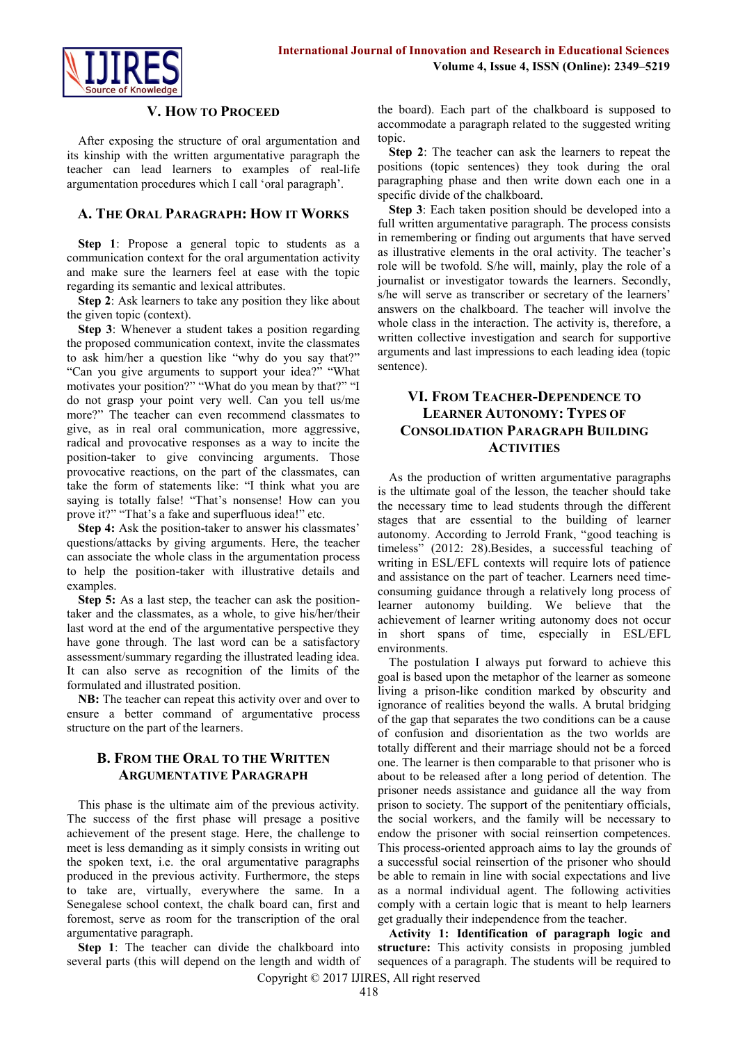## V. How to Proceed

After exposing the structure of oral argumentation and its kinship with the written argumentative paragraph the teacher can lead learners to examples of real-life argumentation procedures which I call 'oral paragraph'.

### A. The Oral Paragraph: How it Works

**Step 1**: Propose a general topic to students as a communication context for the oral argumentation activity and make sure the learners feel at ease with the topic regarding its semantic and lexical attributes.

**Step 2**: Ask learners to take any position they like about the given topic (context).

**Step 3**: Whenever a student takes a position regarding the proposed communication context, invite the classmates to ask him/her a question like "why do you say that?" "Can you give arguments to support your idea?" "What motivates your position?" "What do you mean by that?" "I do not grasp your point very well. Can you tell us/me more?" The teacher can even recommend classmates to give, as in real oral communication, more aggressive, radical and provocative responses as a way to incite the position-taker to give convincing arguments. Those provocative reactions, on the part of the classmates, can take the form of statements like: "I think what you are saying is totally false! "That's nonsense! How can you prove it?" "That's a fake and superfluous idea!" etc.

**Step 4:** Ask the position-taker to answer his classmates' questions/attacks by giving arguments. Here, the teacher can associate the whole class in the argumentation process to help the position-taker with illustrative details and examples.

**Step 5:** As a last step, the teacher can ask the position-taker and the classmates, as a whole, to give his/her/their last word at the end of the argumentative perspective they have gone through. The last word can be a satisfactory assessment/summary regarding the illustrated leading idea. It can also serve as recognition of the limits of the formulated and illustrated position.

**NB:** The teacher can repeat this activity over and over to ensure a better command of argumentative process structure on the part of the learners.

### B. From the Oral to the Written Argumentative Paragraph

This phase is the ultimate aim of the previous activity. The success of the first phase will presage a positive achievement of the present stage. Here, the challenge to meet is less demanding as it simply consists in writing out the spoken text, i.e. the oral argumentative paragraphs produced in the previous activity. Furthermore, the steps to take are, virtually, everywhere the same. In a Senegalese school context, the chalk board can, first and foremost, serve as room for the transcription of the oral argumentative paragraph.

**Step 1**: The teacher can divide the chalkboard into several parts (this will depend on the length and width of the board). Each part of the chalkboard is supposed to accommodate a paragraph related to the suggested writing topic.

**Step 2**: The teacher can ask the learners to repeat the positions (topic sentences) they took during the oral paragraphing phase and then write down each one in a specific divide of the chalkboard.

**Step 3**: Each taken position should be developed into a full written argumentative paragraph. The process consists in remembering or finding out arguments that have served as illustrative elements in the oral activity. The teacher's role will be twofold. S/he will, mainly, play the role of a journalist or investigator towards the learners. Secondly, s/he will serve as transcriber or secretary of the learners' answers on the chalkboard. The teacher will involve the whole class in the interaction. The activity is, therefore, a written collective investigation and search for supportive arguments and last impressions to each leading idea (topic sentence).

## VI. From Teacher-Dependence to Learner Autonomy: Types of Consolidation Paragraph Building Activities

As the production of written argumentative paragraphs is the ultimate goal of the lesson, the teacher should take the necessary time to lead students through the different stages that are essential to the building of learner autonomy. According to Jerrold Frank, "good teaching is timeless" (2012: 28).Besides, a successful teaching of writing in ESL/EFL contexts will require lots of patience and assistance on the part of teacher. Learners need time-consuming guidance through a relatively long process of learner autonomy building. We believe that the achievement of learner writing autonomy does not occur in short spans of time, especially in ESL/EFL environments.

The postulation I always put forward to achieve this goal is based upon the metaphor of the learner as someone living a prison-like condition marked by obscurity and ignorance of realities beyond the walls. A brutal bridging of the gap that separates the two conditions can be a cause of confusion and disorientation as the two worlds are totally different and their marriage should not be a forced one. The learner is then comparable to that prisoner who is about to be released after a long period of detention. The prisoner needs assistance and guidance all the way from prison to society. The support of the penitentiary officials, the social workers, and the family will be necessary to endow the prisoner with social reinsertion competences. This process-oriented approach aims to lay the grounds of a successful social reinsertion of the prisoner who should be able to remain in line with social expectations and live as a normal individual agent. The following activities comply with a certain logic that is meant to help learners get gradually their independence from the teacher.

**Activity 1: Identification of paragraph logic and structure:** This activity consists in proposing jumbled sequences of a paragraph. The students will be required to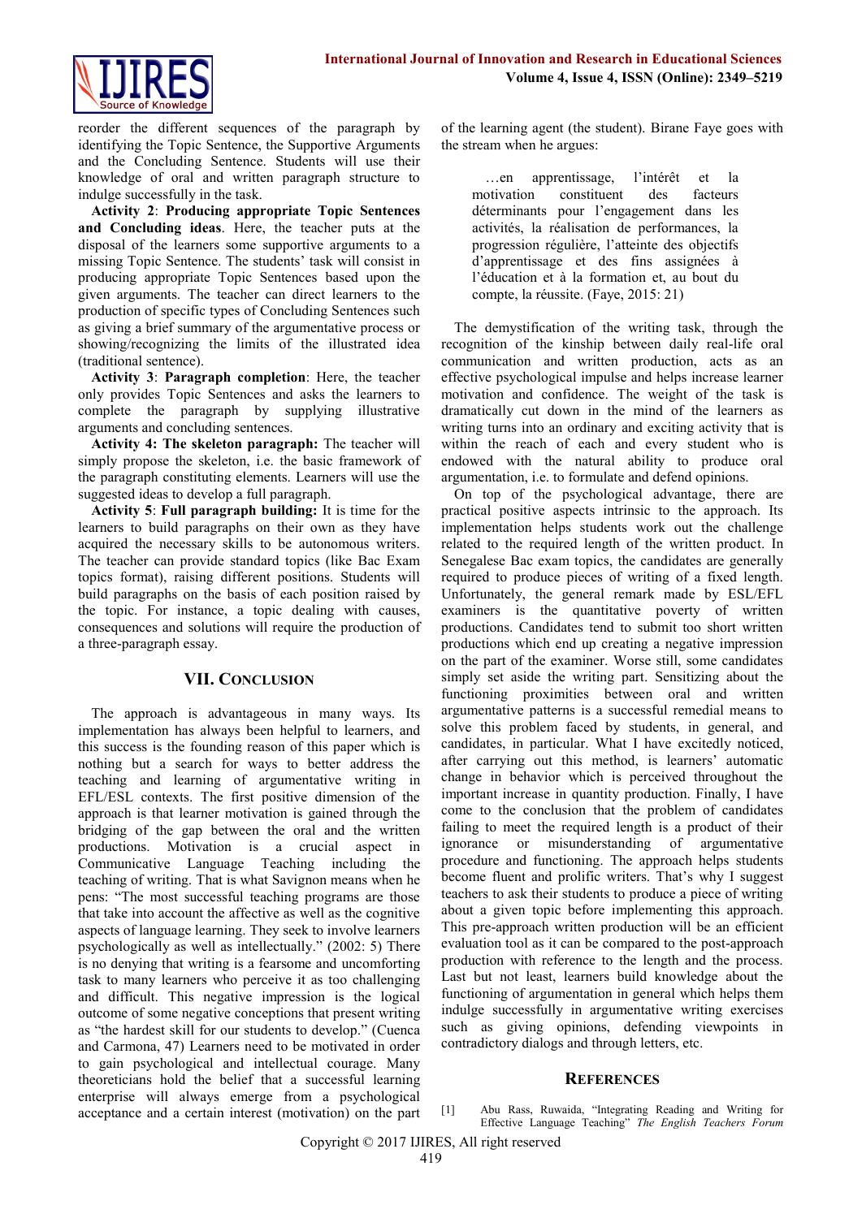reorder the different sequences of the paragraph by identifying the Topic Sentence, the Supportive Arguments and the Concluding Sentence. Students will use their knowledge of oral and written paragraph structure to indulge successfully in the task.

**Activity 2**: **Producing appropriate Topic Sentences and Concluding ideas**. Here, the teacher puts at the disposal of the learners some supportive arguments to a missing Topic Sentence. The students' task will consist in producing appropriate Topic Sentences based upon the given arguments. The teacher can direct learners to the production of specific types of Concluding Sentences such as giving a brief summary of the argumentative process or showing/recognizing the limits of the illustrated idea (traditional sentence).

**Activity 3**: **Paragraph completion**: Here, the teacher only provides Topic Sentences and asks the learners to complete the paragraph by supplying illustrative arguments and concluding sentences.

**Activity 4: The skeleton paragraph:** The teacher will simply propose the skeleton, i.e. the basic framework of the paragraph constituting elements. Learners will use the suggested ideas to develop a full paragraph.

**Activity 5**: **Full paragraph building:** It is time for the learners to build paragraphs on their own as they have acquired the necessary skills to be autonomous writers. The teacher can provide standard topics (like Bac Exam topics format), raising different positions. Students will build paragraphs on the basis of each position raised by the topic. For instance, a topic dealing with causes, consequences and solutions will require the production of a three-paragraph essay.

## VII. Conclusion

The approach is advantageous in many ways. Its implementation has always been helpful to learners, and this success is the founding reason of this paper which is nothing but a search for ways to better address the teaching and learning of argumentative writing in EFL/ESL contexts. The first positive dimension of the approach is that learner motivation is gained through the bridging of the gap between the oral and the written productions. Motivation is a crucial aspect in Communicative Language Teaching including the teaching of writing. That is what Savignon means when he pens: "The most successful teaching programs are those that take into account the affective as well as the cognitive aspects of language learning. They seek to involve learners psychologically as well as intellectually." (2002: 5) There is no denying that writing is a fearsome and uncomforting task to many learners who perceive it as too challenging and difficult. This negative impression is the logical outcome of some negative conceptions that present writing as "the hardest skill for our students to develop." (Cuenca and Carmona, 47) Learners need to be motivated in order to gain psychological and intellectual courage. Many theoreticians hold the belief that a successful learning enterprise will always emerge from a psychological acceptance and a certain interest (motivation) on the part of the learning agent (the student). Birane Faye goes with the stream when he argues:

> …en apprentissage, l'intérêt et la motivation constituent des facteurs déterminants pour l'engagement dans les activités, la réalisation de performances, la progression régulière, l'atteinte des objectifs d'apprentissage et des fins assignées à l'éducation et à la formation et, au bout du compte, la réussite. (Faye, 2015: 21)

The demystification of the writing task, through the recognition of the kinship between daily real-life oral communication and written production, acts as an effective psychological impulse and helps increase learner motivation and confidence. The weight of the task is dramatically cut down in the mind of the learners as writing turns into an ordinary and exciting activity that is within the reach of each and every student who is endowed with the natural ability to produce oral argumentation, i.e. to formulate and defend opinions.

On top of the psychological advantage, there are practical positive aspects intrinsic to the approach. Its implementation helps students work out the challenge related to the required length of the written product. In Senegalese Bac exam topics, the candidates are generally required to produce pieces of writing of a fixed length. Unfortunately, the general remark made by ESL/EFL examiners is the quantitative poverty of written productions. Candidates tend to submit too short written productions which end up creating a negative impression on the part of the examiner. Worse still, some candidates simply set aside the writing part. Sensitizing about the functioning proximities between oral and written argumentative patterns is a successful remedial means to solve this problem faced by students, in general, and candidates, in particular. What I have excitedly noticed, after carrying out this method, is learners' automatic change in behavior which is perceived throughout the important increase in quantity production. Finally, I have come to the conclusion that the problem of candidates failing to meet the required length is a product of their ignorance or misunderstanding of argumentative procedure and functioning. The approach helps students become fluent and prolific writers. That's why I suggest teachers to ask their students to produce a piece of writing about a given topic before implementing this approach. This pre-approach written production will be an efficient evaluation tool as it can be compared to the post-approach production with reference to the length and the process. Last but not least, learners build knowledge about the functioning of argumentation in general which helps them indulge successfully in argumentative writing exercises such as giving opinions, defending viewpoints in contradictory dialogs and through letters, etc.

## References

[1] Abu Rass, Ruwaida, "Integrating Reading and Writing for Effective Language Teaching" *The English Teachers Forum*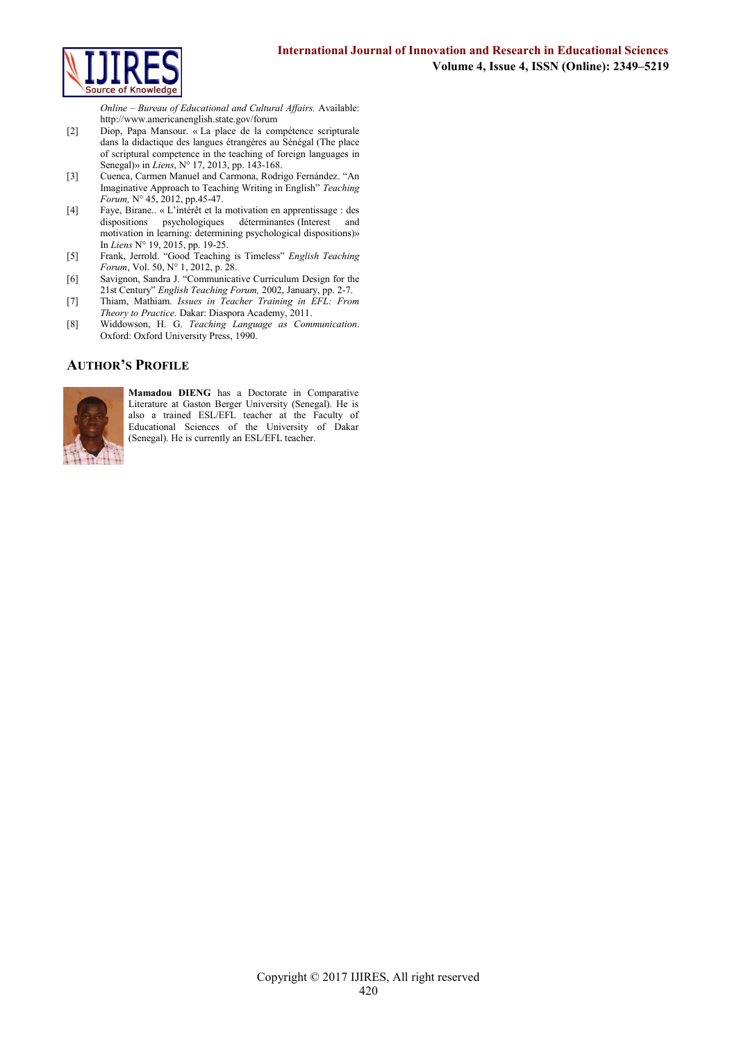*Online – Bureau of Educational and Cultural Affairs.* Available: http://www.americanenglish.state.gov/forum

[2] Diop, Papa Mansour. « La place de la compétence scripturale dans la didactique des langues étrangères au Sénégal (The place of scriptural competence in the teaching of foreign languages in Senegal)» in *Liens*, N° 17, 2013, pp. 143-168.

[3] Cuenca, Carmen Manuel and Carmona, Rodrigo Fernández. "An Imaginative Approach to Teaching Writing in English" *Teaching Forum,* N° 45, 2012, pp.45-47.

[4] Faye, Birane.. « L'intérêt et la motivation en apprentissage : des dispositions psychologiques déterminantes (Interest and motivation in learning: determining psychological dispositions)» In *Liens* N° 19, 2015, pp. 19-25.

[5] Frank, Jerrold. "Good Teaching is Timeless" *English Teaching Forum*, Vol. 50, N° 1, 2012, p. 28.

[6] Savignon, Sandra J. "Communicative Curriculum Design for the 21st Century" *English Teaching Forum,* 2002, January, pp. 2-7.

[7] Thiam, Mathiam. *Issues in Teacher Training in EFL: From Theory to Practice.* Dakar: Diaspora Academy, 2011.

[8] Widdowson, H. G. *Teaching Language as Communication*. Oxford: Oxford University Press, 1990.

## Author's Profile

**Mamadou DIENG** has a Doctorate in Comparative Literature at Gaston Berger University (Senegal). He is also a trained ESL/EFL teacher at the Faculty of Educational Sciences of the University of Dakar (Senegal). He is currently an ESL/EFL teacher.